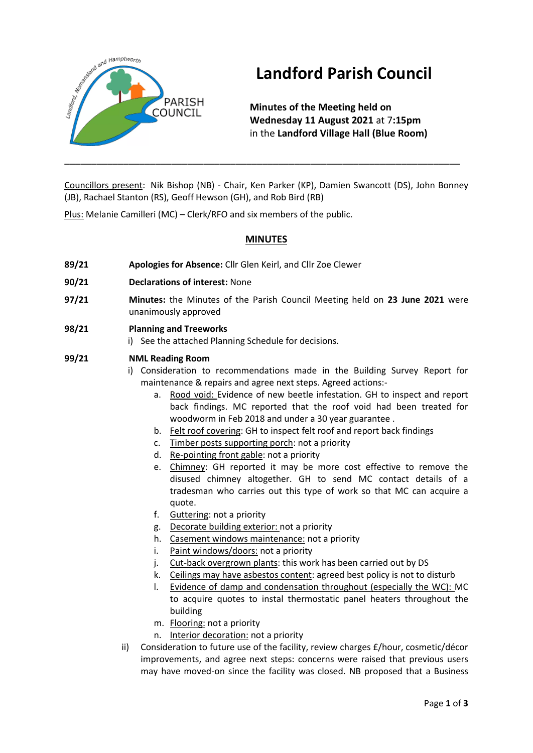# Landford Parish Council

**Minutes of the Meeting held on**
**Wednesday 11 August 2021** at 7**:15pm**
in the **Landford Village Hall (Blue Room)**

---

Councillors present: Nik Bishop (NB) - Chair, Ken Parker (KP), Damien Swancott (DS), John Bonney (JB), Rachael Stanton (RS), Geoff Hewson (GH), and Rob Bird (RB)

Plus: Melanie Camilleri (MC) – Clerk/RFO and six members of the public.

## MINUTES

**89/21** **Apologies for Absence:** Cllr Glen Keirl, and Cllr Zoe Clewer

**90/21** **Declarations of interest:** None

**97/21** **Minutes:** the Minutes of the Parish Council Meeting held on **23 June 2021** were unanimously approved

**98/21** **Planning and Treeworks**

i) See the attached Planning Schedule for decisions.

**99/21** **NML Reading Room**

i) Consideration to recommendations made in the Building Survey Report for maintenance & repairs and agree next steps. Agreed actions:-

  a. Rood void: Evidence of new beetle infestation. GH to inspect and report back findings. MC reported that the roof void had been treated for woodworm in Feb 2018 and under a 30 year guarantee .
  b. Felt roof covering: GH to inspect felt roof and report back findings
  c. Timber posts supporting porch: not a priority
  d. Re-pointing front gable: not a priority
  e. Chimney: GH reported it may be more cost effective to remove the disused chimney altogether. GH to send MC contact details of a tradesman who carries out this type of work so that MC can acquire a quote.
  f. Guttering: not a priority
  g. Decorate building exterior: not a priority
  h. Casement windows maintenance: not a priority
  i. Paint windows/doors: not a priority
  j. Cut-back overgrown plants: this work has been carried out by DS
  k. Ceilings may have asbestos content: agreed best policy is not to disturb
  l. Evidence of damp and condensation throughout (especially the WC): MC to acquire quotes to instal thermostatic panel heaters throughout the building
  m. Flooring: not a priority
  n. Interior decoration: not a priority

ii) Consideration to future use of the facility, review charges £/hour, cosmetic/décor improvements, and agree next steps: concerns were raised that previous users may have moved-on since the facility was closed. NB proposed that a Business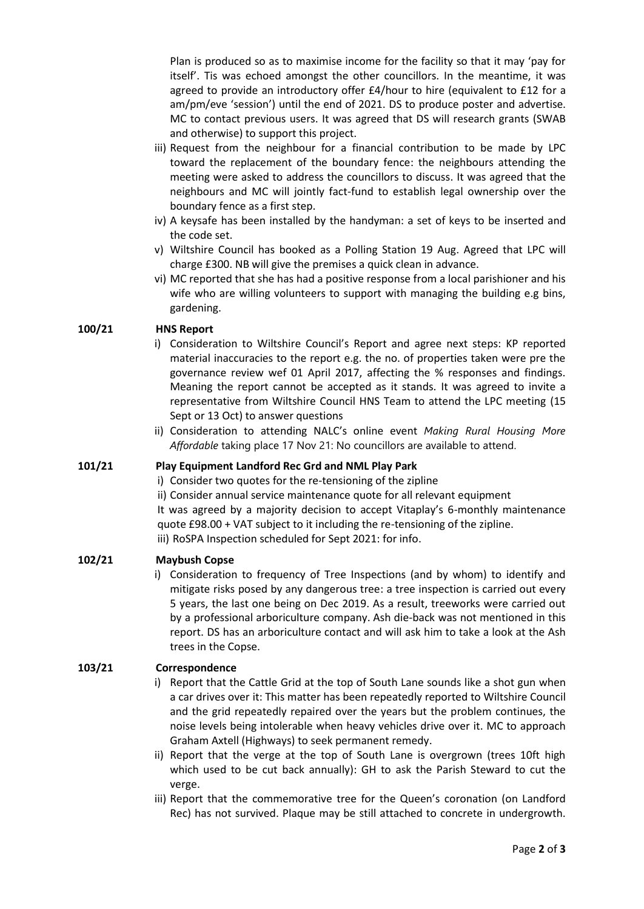Plan is produced so as to maximise income for the facility so that it may 'pay for itself'. Tis was echoed amongst the other councillors. In the meantime, it was agreed to provide an introductory offer £4/hour to hire (equivalent to £12 for a am/pm/eve 'session') until the end of 2021. DS to produce poster and advertise. MC to contact previous users. It was agreed that DS will research grants (SWAB and otherwise) to support this project.

iii) Request from the neighbour for a financial contribution to be made by LPC toward the replacement of the boundary fence: the neighbours attending the meeting were asked to address the councillors to discuss. It was agreed that the neighbours and MC will jointly fact-fund to establish legal ownership over the boundary fence as a first step.

iv) A keysafe has been installed by the handyman: a set of keys to be inserted and the code set.

v) Wiltshire Council has booked as a Polling Station 19 Aug. Agreed that LPC will charge £300. NB will give the premises a quick clean in advance.

vi) MC reported that she has had a positive response from a local parishioner and his wife who are willing volunteers to support with managing the building e.g bins, gardening.

**100/21 HNS Report**

i) Consideration to Wiltshire Council's Report and agree next steps: KP reported material inaccuracies to the report e.g. the no. of properties taken were pre the governance review wef 01 April 2017, affecting the % responses and findings. Meaning the report cannot be accepted as it stands. It was agreed to invite a representative from Wiltshire Council HNS Team to attend the LPC meeting (15 Sept or 13 Oct) to answer questions

ii) Consideration to attending NALC's online event *Making Rural Housing More Affordable* taking place 17 Nov 21: No councillors are available to attend.

**101/21 Play Equipment Landford Rec Grd and NML Play Park**

i) Consider two quotes for the re-tensioning of the zipline

ii) Consider annual service maintenance quote for all relevant equipment

It was agreed by a majority decision to accept Vitaplay's 6-monthly maintenance quote £98.00 + VAT subject to it including the re-tensioning of the zipline.

iii) RoSPA Inspection scheduled for Sept 2021: for info.

**102/21 Maybush Copse**

i) Consideration to frequency of Tree Inspections (and by whom) to identify and mitigate risks posed by any dangerous tree: a tree inspection is carried out every 5 years, the last one being on Dec 2019. As a result, treeworks were carried out by a professional arboriculture company. Ash die-back was not mentioned in this report. DS has an arboriculture contact and will ask him to take a look at the Ash trees in the Copse.

**103/21 Correspondence**

i) Report that the Cattle Grid at the top of South Lane sounds like a shot gun when a car drives over it: This matter has been repeatedly reported to Wiltshire Council and the grid repeatedly repaired over the years but the problem continues, the noise levels being intolerable when heavy vehicles drive over it. MC to approach Graham Axtell (Highways) to seek permanent remedy.

ii) Report that the verge at the top of South Lane is overgrown (trees 10ft high which used to be cut back annually): GH to ask the Parish Steward to cut the verge.

iii) Report that the commemorative tree for the Queen's coronation (on Landford Rec) has not survived. Plaque may be still attached to concrete in undergrowth.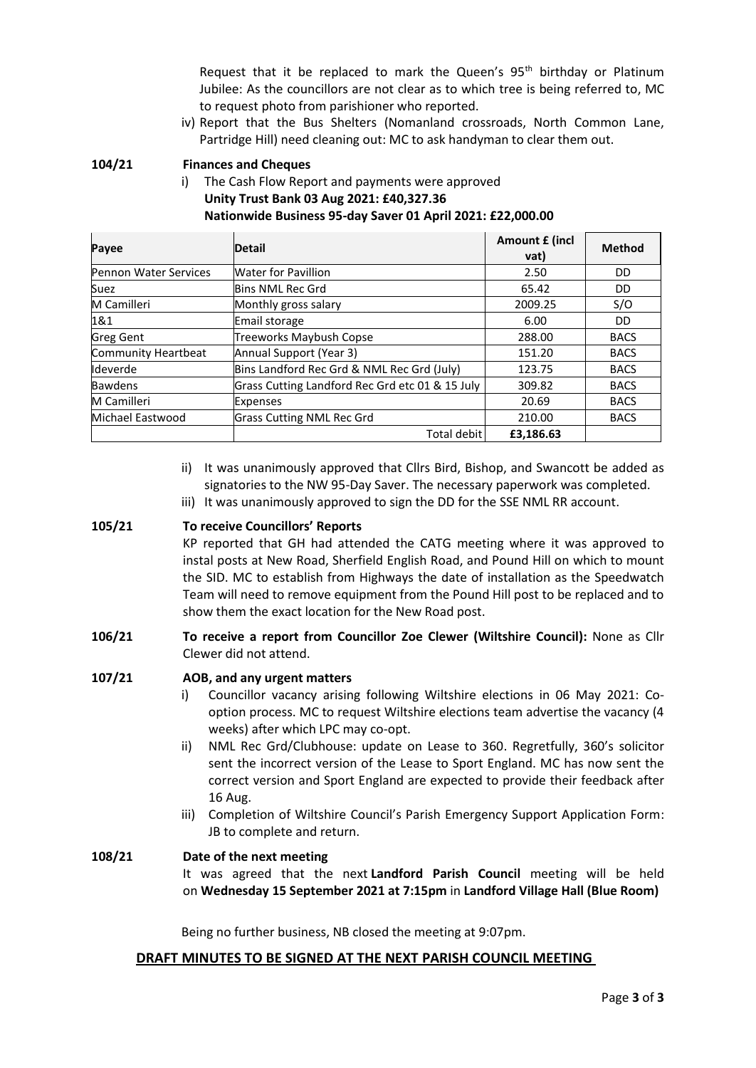Request that it be replaced to mark the Queen's 95th birthday or Platinum Jubilee: As the councillors are not clear as to which tree is being referred to, MC to request photo from parishioner who reported.

iv) Report that the Bus Shelters (Nomanland crossroads, North Common Lane, Partridge Hill) need cleaning out: MC to ask handyman to clear them out.

**104/21 Finances and Cheques**

i) The Cash Flow Report and payments were approved
**Unity Trust Bank 03 Aug 2021: £40,327.36**
**Nationwide Business 95-day Saver 01 April 2021: £22,000.00**

| Payee | Detail | Amount £ (incl vat) | Method |
|---|---|---|---|
| Pennon Water Services | Water for Pavillion | 2.50 | DD |
| Suez | Bins NML Rec Grd | 65.42 | DD |
| M Camilleri | Monthly gross salary | 2009.25 | S/O |
| 1&1 | Email storage | 6.00 | DD |
| Greg Gent | Treeworks Maybush Copse | 288.00 | BACS |
| Community Heartbeat | Annual Support (Year 3) | 151.20 | BACS |
| Ideverde | Bins Landford Rec Grd & NML Rec Grd (July) | 123.75 | BACS |
| Bawdens | Grass Cutting Landford Rec Grd etc 01 & 15 July | 309.82 | BACS |
| M Camilleri | Expenses | 20.69 | BACS |
| Michael Eastwood | Grass Cutting NML Rec Grd | 210.00 | BACS |
| | Total debit | **£3,186.63** | |

ii) It was unanimously approved that Cllrs Bird, Bishop, and Swancott be added as signatories to the NW 95-Day Saver. The necessary paperwork was completed.

iii) It was unanimously approved to sign the DD for the SSE NML RR account.

**105/21 To receive Councillors' Reports**

KP reported that GH had attended the CATG meeting where it was approved to instal posts at New Road, Sherfield English Road, and Pound Hill on which to mount the SID. MC to establish from Highways the date of installation as the Speedwatch Team will need to remove equipment from the Pound Hill post to be replaced and to show them the exact location for the New Road post.

**106/21 To receive a report from Councillor Zoe Clewer (Wiltshire Council):** None as Cllr Clewer did not attend.

**107/21 AOB, and any urgent matters**

i) Councillor vacancy arising following Wiltshire elections in 06 May 2021: Co-option process. MC to request Wiltshire elections team advertise the vacancy (4 weeks) after which LPC may co-opt.

ii) NML Rec Grd/Clubhouse: update on Lease to 360. Regretfully, 360's solicitor sent the incorrect version of the Lease to Sport England. MC has now sent the correct version and Sport England are expected to provide their feedback after 16 Aug.

iii) Completion of Wiltshire Council's Parish Emergency Support Application Form: JB to complete and return.

**108/21 Date of the next meeting**

It was agreed that the next **Landford Parish Council** meeting will be held on **Wednesday 15 September 2021 at 7:15pm** in **Landford Village Hall (Blue Room)**

Being no further business, NB closed the meeting at 9:07pm.

**DRAFT MINUTES TO BE SIGNED AT THE NEXT PARISH COUNCIL MEETING**